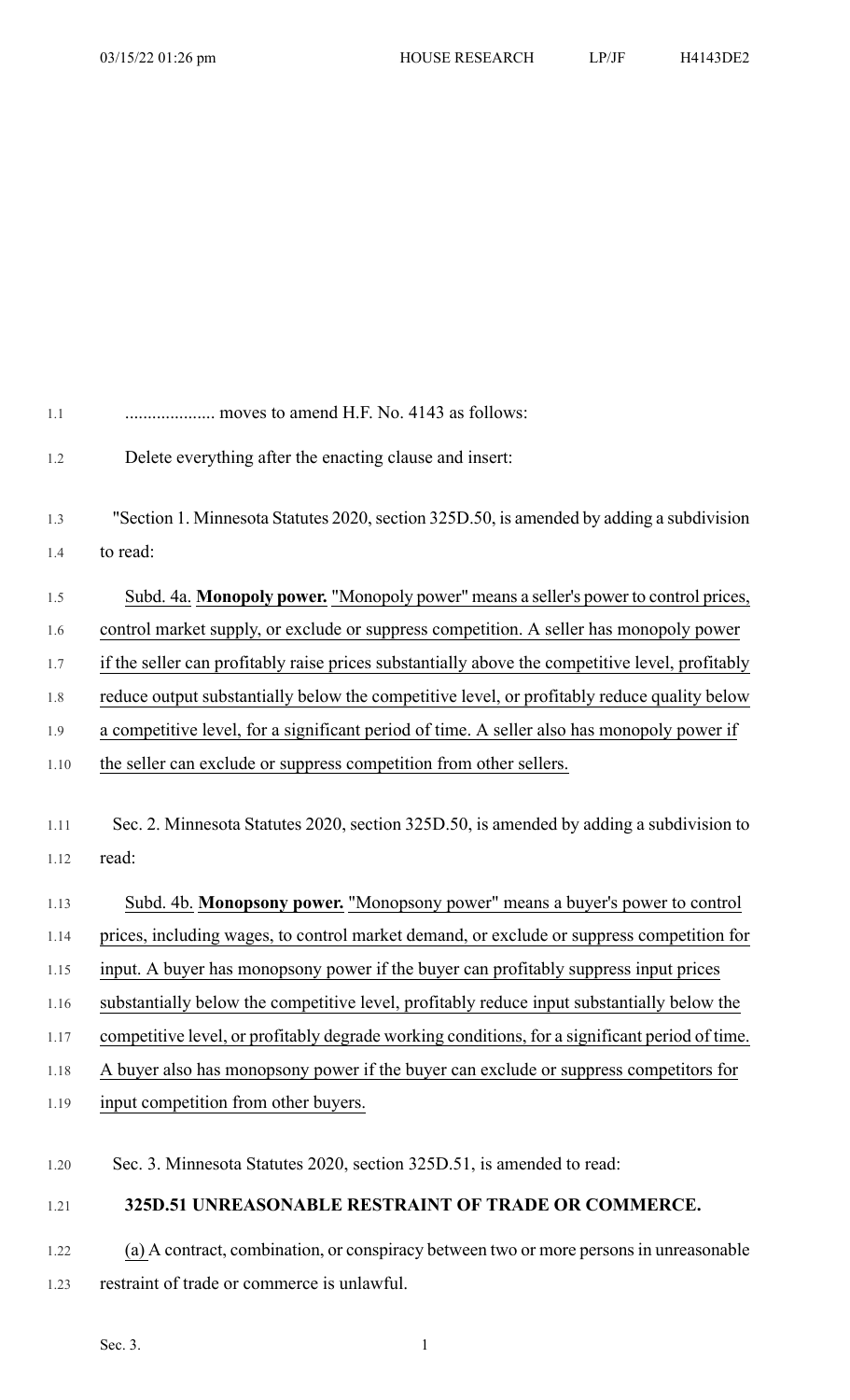.................... moves to amend H.F. No. 4143 as follows:

Delete everything after the enacting clause and insert:

"Section 1. Minnesota Statutes 2020, section 325D.50, is amended by adding a subdivision to read:

Subd. 4a. **Monopoly power.** "Monopoly power" means a seller's power to control prices, control market supply, or exclude or suppress competition. A seller has monopoly power if the seller can profitably raise prices substantially above the competitive level, profitably reduce output substantially below the competitive level, or profitably reduce quality below a competitive level, for a significant period of time. A seller also has monopoly power if the seller can exclude or suppress competition from other sellers.

Sec. 2. Minnesota Statutes 2020, section 325D.50, is amended by adding a subdivision to read:

Subd. 4b. **Monopsony power.** "Monopsony power" means a buyer's power to control prices, including wages, to control market demand, or exclude or suppress competition for input. A buyer has monopsony power if the buyer can profitably suppress input prices substantially below the competitive level, profitably reduce input substantially below the competitive level, or profitably degrade working conditions, for a significant period of time. A buyer also has monopsony power if the buyer can exclude or suppress competitors for input competition from other buyers.

Sec. 3. Minnesota Statutes 2020, section 325D.51, is amended to read:

**325D.51 UNREASONABLE RESTRAINT OF TRADE OR COMMERCE.**

(a) A contract, combination, or conspiracy between two or more persons in unreasonable restraint of trade or commerce is unlawful.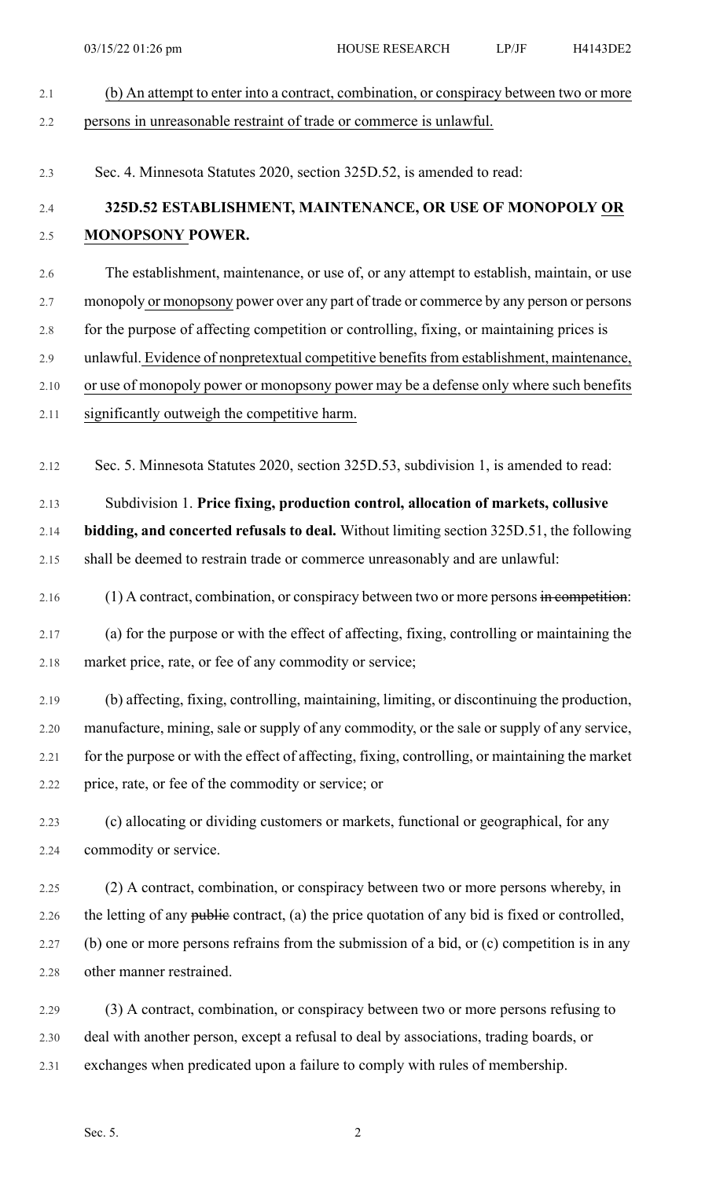(b) An attempt to enter into a contract, combination, or conspiracy between two or more persons in unreasonable restraint of trade or commerce is unlawful.

Sec. 4. Minnesota Statutes 2020, section 325D.52, is amended to read:

## 325D.52 ESTABLISHMENT, MAINTENANCE, OR USE OF MONOPOLY OR MONOPSONY POWER.

The establishment, maintenance, or use of, or any attempt to establish, maintain, or use monopoly or monopsony power over any part of trade or commerce by any person or persons for the purpose of affecting competition or controlling, fixing, or maintaining prices is unlawful. Evidence of nonpretextual competitive benefits from establishment, maintenance, or use of monopoly power or monopsony power may be a defense only where such benefits significantly outweigh the competitive harm.

Sec. 5. Minnesota Statutes 2020, section 325D.53, subdivision 1, is amended to read:

Subdivision 1. **Price fixing, production control, allocation of markets, collusive bidding, and concerted refusals to deal.** Without limiting section 325D.51, the following shall be deemed to restrain trade or commerce unreasonably and are unlawful:

(1) A contract, combination, or conspiracy between two or more persons ~~in competition~~:

(a) for the purpose or with the effect of affecting, fixing, controlling or maintaining the market price, rate, or fee of any commodity or service;

(b) affecting, fixing, controlling, maintaining, limiting, or discontinuing the production, manufacture, mining, sale or supply of any commodity, or the sale or supply of any service, for the purpose or with the effect of affecting, fixing, controlling, or maintaining the market price, rate, or fee of the commodity or service; or

(c) allocating or dividing customers or markets, functional or geographical, for any commodity or service.

(2) A contract, combination, or conspiracy between two or more persons whereby, in the letting of any ~~public~~ contract, (a) the price quotation of any bid is fixed or controlled, (b) one or more persons refrains from the submission of a bid, or (c) competition is in any other manner restrained.

(3) A contract, combination, or conspiracy between two or more persons refusing to deal with another person, except a refusal to deal by associations, trading boards, or exchanges when predicated upon a failure to comply with rules of membership.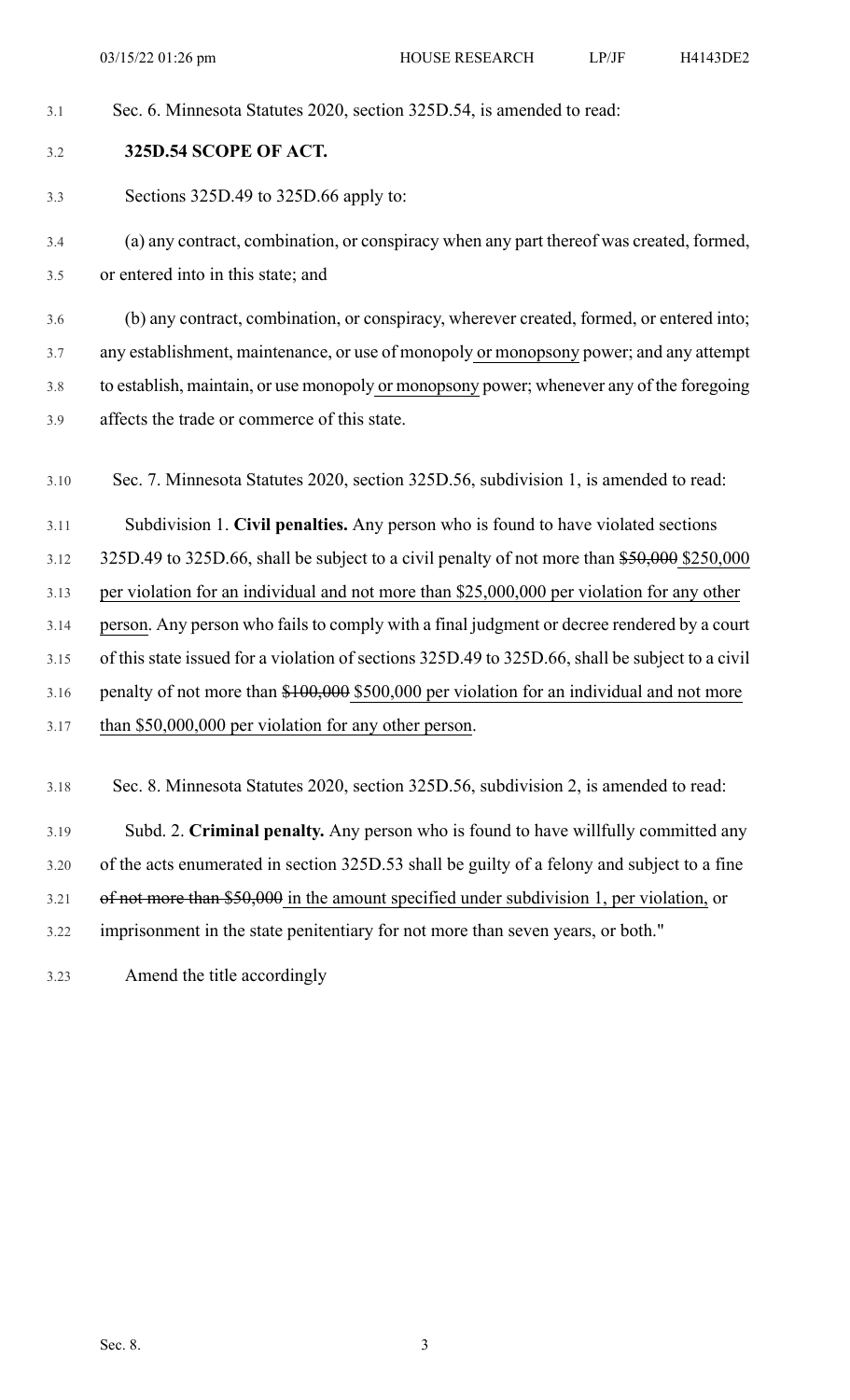Sec. 6. Minnesota Statutes 2020, section 325D.54, is amended to read:

**325D.54 SCOPE OF ACT.**

Sections 325D.49 to 325D.66 apply to:

(a) any contract, combination, or conspiracy when any part thereof was created, formed, or entered into in this state; and

(b) any contract, combination, or conspiracy, wherever created, formed, or entered into; any establishment, maintenance, or use of monopoly or monopsony power; and any attempt to establish, maintain, or use monopoly or monopsony power; whenever any of the foregoing affects the trade or commerce of this state.

Sec. 7. Minnesota Statutes 2020, section 325D.56, subdivision 1, is amended to read:

Subdivision 1. **Civil penalties.** Any person who is found to have violated sections 325D.49 to 325D.66, shall be subject to a civil penalty of not more than ~~$50,000~~ $250,000 per violation for an individual and not more than $25,000,000 per violation for any other person. Any person who fails to comply with a final judgment or decree rendered by a court of this state issued for a violation of sections 325D.49 to 325D.66, shall be subject to a civil penalty of not more than ~~$100,000~~ $500,000 per violation for an individual and not more than $50,000,000 per violation for any other person.

Sec. 8. Minnesota Statutes 2020, section 325D.56, subdivision 2, is amended to read:

Subd. 2. **Criminal penalty.** Any person who is found to have willfully committed any of the acts enumerated in section 325D.53 shall be guilty of a felony and subject to a fine ~~of not more than $50,000~~ in the amount specified under subdivision 1, per violation, or imprisonment in the state penitentiary for not more than seven years, or both."

Amend the title accordingly